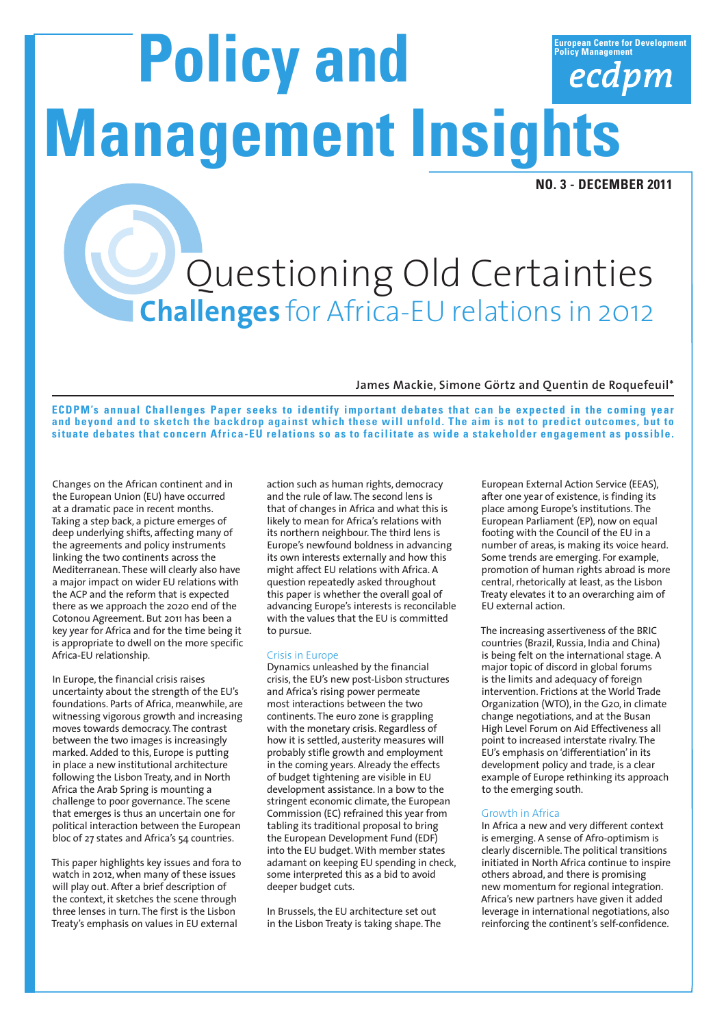# Policy and Management Insights

European Centre for Development Policy Management
ecdpm

NO. 3 - DECEMBER 2011

# Questioning Old Certainties
## **Challenges** for Africa-EU relations in 2012

James Mackie, Simone Görtz and Quentin de Roquefeuil*

**ECDPM's annual Challenges Paper seeks to identify important debates that can be expected in the coming year and beyond and to sketch the backdrop against which these will unfold. The aim is not to predict outcomes, but to situate debates that concern Africa-EU relations so as to facilitate as wide a stakeholder engagement as possible.**

Changes on the African continent and in the European Union (EU) have occurred at a dramatic pace in recent months. Taking a step back, a picture emerges of deep underlying shifts, affecting many of the agreements and policy instruments linking the two continents across the Mediterranean. These will clearly also have a major impact on wider EU relations with the ACP and the reform that is expected there as we approach the 2020 end of the Cotonou Agreement. But 2011 has been a key year for Africa and for the time being it is appropriate to dwell on the more specific Africa-EU relationship.

In Europe, the financial crisis raises uncertainty about the strength of the EU's foundations. Parts of Africa, meanwhile, are witnessing vigorous growth and increasing moves towards democracy. The contrast between the two images is increasingly marked. Added to this, Europe is putting in place a new institutional architecture following the Lisbon Treaty, and in North Africa the Arab Spring is mounting a challenge to poor governance. The scene that emerges is thus an uncertain one for political interaction between the European bloc of 27 states and Africa's 54 countries.

This paper highlights key issues and fora to watch in 2012, when many of these issues will play out. After a brief description of the context, it sketches the scene through three lenses in turn. The first is the Lisbon Treaty's emphasis on values in EU external action such as human rights, democracy and the rule of law. The second lens is that of changes in Africa and what this is likely to mean for Africa's relations with its northern neighbour. The third lens is Europe's newfound boldness in advancing its own interests externally and how this might affect EU relations with Africa. A question repeatedly asked throughout this paper is whether the overall goal of advancing Europe's interests is reconcilable with the values that the EU is committed to pursue.

### Crisis in Europe

Dynamics unleashed by the financial crisis, the EU's new post-Lisbon structures and Africa's rising power permeate most interactions between the two continents. The euro zone is grappling with the monetary crisis. Regardless of how it is settled, austerity measures will probably stifle growth and employment in the coming years. Already the effects of budget tightening are visible in EU development assistance. In a bow to the stringent economic climate, the European Commission (EC) refrained this year from tabling its traditional proposal to bring the European Development Fund (EDF) into the EU budget. With member states adamant on keeping EU spending in check, some interpreted this as a bid to avoid deeper budget cuts.

In Brussels, the EU architecture set out in the Lisbon Treaty is taking shape. The European External Action Service (EEAS), after one year of existence, is finding its place among Europe's institutions. The European Parliament (EP), now on equal footing with the Council of the EU in a number of areas, is making its voice heard. Some trends are emerging. For example, promotion of human rights abroad is more central, rhetorically at least, as the Lisbon Treaty elevates it to an overarching aim of EU external action.

The increasing assertiveness of the BRIC countries (Brazil, Russia, India and China) is being felt on the international stage. A major topic of discord in global forums is the limits and adequacy of foreign intervention. Frictions at the World Trade Organization (WTO), in the G20, in climate change negotiations, and at the Busan High Level Forum on Aid Effectiveness all point to increased interstate rivalry. The EU's emphasis on 'differentiation' in its development policy and trade, is a clear example of Europe rethinking its approach to the emerging south.

### Growth in Africa

In Africa a new and very different context is emerging. A sense of Afro-optimism is clearly discernible. The political transitions initiated in North Africa continue to inspire others abroad, and there is promising new momentum for regional integration. Africa's new partners have given it added leverage in international negotiations, also reinforcing the continent's self-confidence.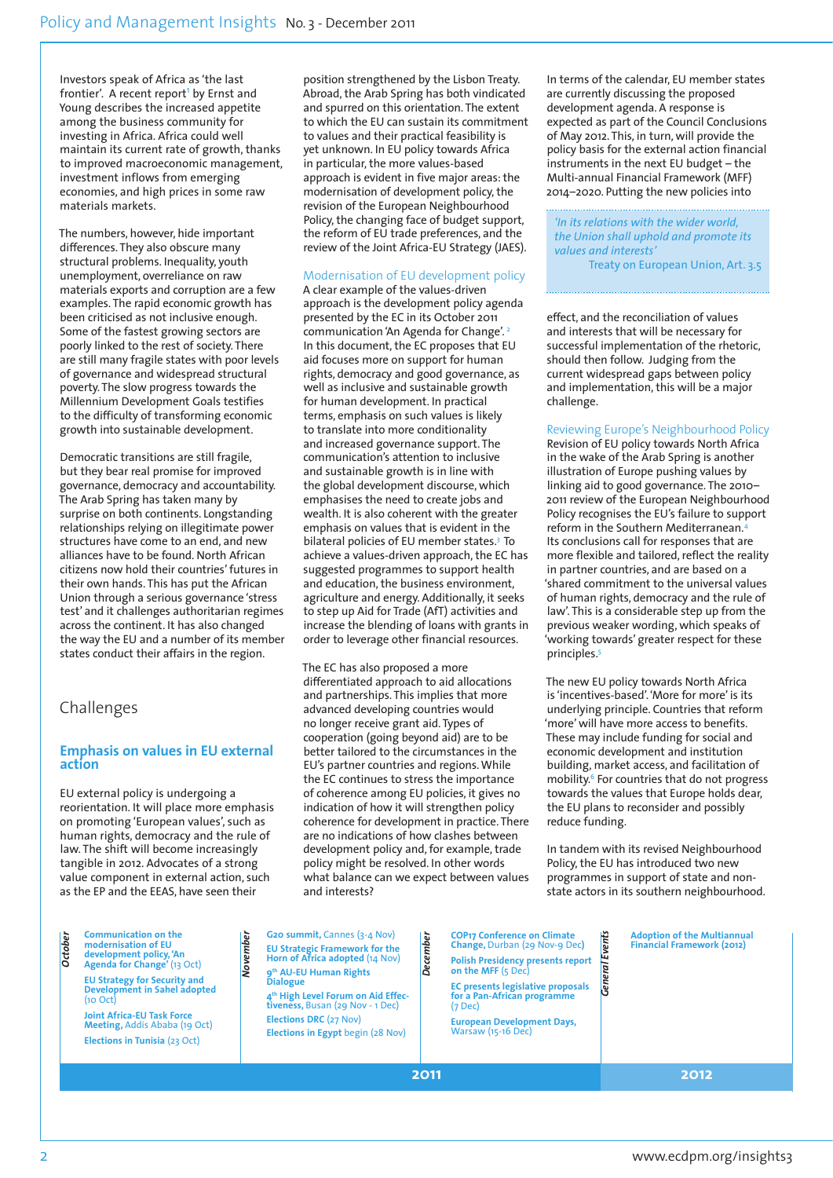Investors speak of Africa as 'the last frontier'. A recent report[1] by Ernst and Young describes the increased appetite among the business community for investing in Africa. Africa could well maintain its current rate of growth, thanks to improved macroeconomic management, investment inflows from emerging economies, and high prices in some raw materials markets.

The numbers, however, hide important differences. They also obscure many structural problems. Inequality, youth unemployment, overreliance on raw materials exports and corruption are a few examples. The rapid economic growth has been criticised as not inclusive enough. Some of the fastest growing sectors are poorly linked to the rest of society. There are still many fragile states with poor levels of governance and widespread structural poverty. The slow progress towards the Millennium Development Goals testifies to the difficulty of transforming economic growth into sustainable development.

Democratic transitions are still fragile, but they bear real promise for improved governance, democracy and accountability. The Arab Spring has taken many by surprise on both continents. Longstanding relationships relying on illegitimate power structures have come to an end, and new alliances have to be found. North African citizens now hold their countries' futures in their own hands. This has put the African Union through a serious governance 'stress test' and it challenges authoritarian regimes across the continent. It has also changed the way the EU and a number of its member states conduct their affairs in the region.

# Challenges

## Emphasis on values in EU external action

EU external policy is undergoing a reorientation. It will place more emphasis on promoting 'European values', such as human rights, democracy and the rule of law. The shift will become increasingly tangible in 2012. Advocates of a strong value component in external action, such as the EP and the EEAS, have seen their position strengthened by the Lisbon Treaty. Abroad, the Arab Spring has both vindicated and spurred on this orientation. The extent to which the EU can sustain its commitment to values and their practical feasibility is yet unknown. In EU policy towards Africa in particular, the more values-based approach is evident in five major areas: the modernisation of development policy, the revision of the European Neighbourhood Policy, the changing face of budget support, the reform of EU trade preferences, and the review of the Joint Africa-EU Strategy (JAES).

### Modernisation of EU development policy

A clear example of the values-driven approach is the development policy agenda presented by the EC in its October 2011 communication 'An Agenda for Change'.[2] In this document, the EC proposes that EU aid focuses more on support for human rights, democracy and good governance, as well as inclusive and sustainable growth for human development. In practical terms, emphasis on such values is likely to translate into more conditionality and increased governance support. The communication's attention to inclusive and sustainable growth is in line with the global development discourse, which emphasises the need to create jobs and wealth. It is also coherent with the greater emphasis on values that is evident in the bilateral policies of EU member states.[3] To achieve a values-driven approach, the EC has suggested programmes to support health and education, the business environment, agriculture and energy. Additionally, it seeks to step up Aid for Trade (AfT) activities and increase the blending of loans with grants in order to leverage other financial resources.

The EC has also proposed a more differentiated approach to aid allocations and partnerships. This implies that more advanced developing countries would no longer receive grant aid. Types of cooperation (going beyond aid) are to be better tailored to the circumstances in the EU's partner countries and regions. While the EC continues to stress the importance of coherence among EU policies, it gives no indication of how it will strengthen policy coherence for development in practice. There are no indications of how clashes between development policy and, for example, trade policy might be resolved. In other words what balance can we expect between values and interests?

In terms of the calendar, EU member states are currently discussing the proposed development agenda. A response is expected as part of the Council Conclusions of May 2012. This, in turn, will provide the policy basis for the external action financial instruments in the next EU budget – the Multi-annual Financial Framework (MFF) 2014–2020. Putting the new policies into effect, and the reconciliation of values and interests that will be necessary for successful implementation of the rhetoric, should then follow. Judging from the current widespread gaps between policy and implementation, this will be a major challenge.

> *'In its relations with the wider world, the Union shall uphold and promote its values and interests'*
> Treaty on European Union, Art. 3.5

### Reviewing Europe's Neighbourhood Policy

Revision of EU policy towards North Africa in the wake of the Arab Spring is another illustration of Europe pushing values by linking aid to good governance. The 2010–2011 review of the European Neighbourhood Policy recognises the EU's failure to support reform in the Southern Mediterranean.[4] Its conclusions call for responses that are more flexible and tailored, reflect the reality in partner countries, and are based on a 'shared commitment to the universal values of human rights, democracy and the rule of law'. This is a considerable step up from the previous weaker wording, which speaks of 'working towards' greater respect for these principles.[5]

The new EU policy towards North Africa is 'incentives-based'. 'More for more' is its underlying principle. Countries that reform 'more' will have more access to benefits. These may include funding for social and economic development and institution building, market access, and facilitation of mobility.[6] For countries that do not progress towards the values that Europe holds dear, the EU plans to reconsider and possibly reduce funding.

In tandem with its revised Neighbourhood Policy, the EU has introduced two new programmes in support of state and non-state actors in its southern neighbourhood.

| 2011 | | | 2012 |
|---|---|---|---|
| **October** | **November** | **December** | **General Events** |
| **Communication on the modernisation of EU development policy, 'An Agenda for Change'** (13 Oct) | **G20 summit,** Cannes (3-4 Nov) | **COP17 Conference on Climate Change,** Durban (29 Nov-9 Dec) | **Adoption of the Multiannual Financial Framework (2012)** |
| **EU Strategy for Security and Development in Sahel adopted** (10 Oct) | **EU Strategic Framework for the Horn of Africa adopted** (14 Nov) | **Polish Presidency presents report on the MFF** (5 Dec) | |
| **Joint Africa-EU Task Force Meeting,** Addis Ababa (19 Oct) | **9th AU-EU Human Rights Dialogue** | **EC presents legislative proposals for a Pan-African programme** (7 Dec) | |
| **Elections in Tunisia** (23 Oct) | **4th High Level Forum on Aid Effectiveness,** Busan (29 Nov - 1 Dec) | **European Development Days,** Warsaw (15-16 Dec) | |
| | **Elections DRC** (27 Nov) | | |
| | **Elections in Egypt** begin (28 Nov) | | |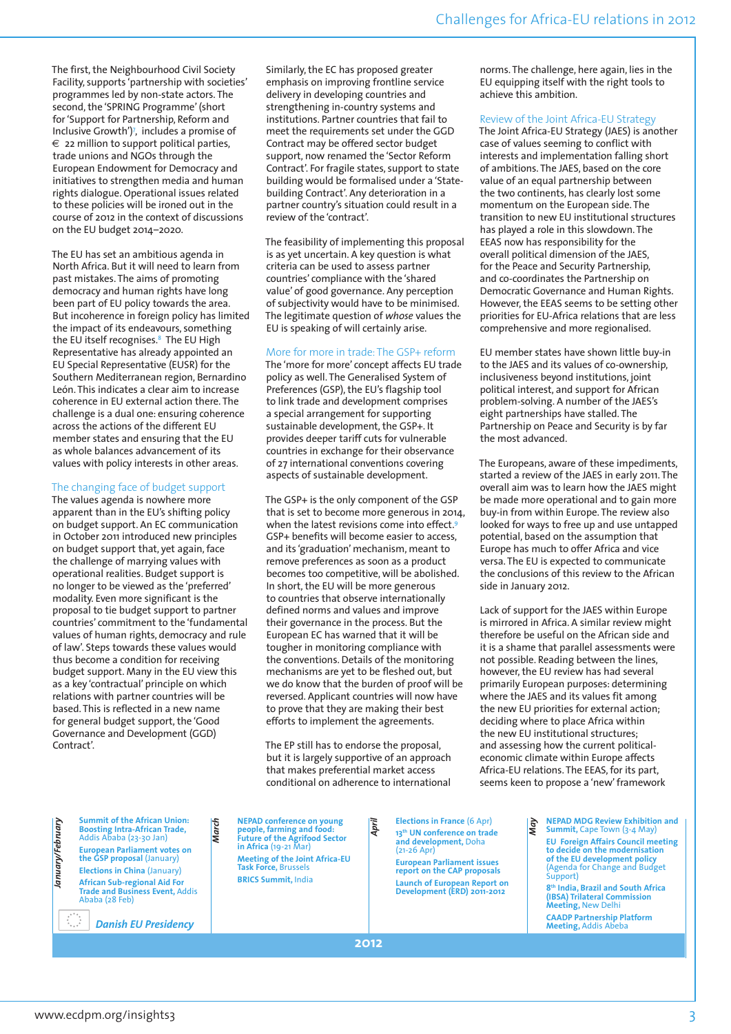The first, the Neighbourhood Civil Society Facility, supports 'partnership with societies' programmes led by non-state actors. The second, the 'SPRING Programme' (short for 'Support for Partnership, Reform and Inclusive Growth')[7], includes a promise of € 22 million to support political parties, trade unions and NGOs through the European Endowment for Democracy and initiatives to strengthen media and human rights dialogue. Operational issues related to these policies will be ironed out in the course of 2012 in the context of discussions on the EU budget 2014–2020.

The EU has set an ambitious agenda in North Africa. But it will need to learn from past mistakes. The aims of promoting democracy and human rights have long been part of EU policy towards the area. But incoherence in foreign policy has limited the impact of its endeavours, something the EU itself recognises.[8] The EU High Representative has already appointed an EU Special Representative (EUSR) for the Southern Mediterranean region, Bernardino León. This indicates a clear aim to increase coherence in EU external action there. The challenge is a dual one: ensuring coherence across the actions of the different EU member states and ensuring that the EU as whole balances advancement of its values with policy interests in other areas.

## The changing face of budget support

The values agenda is nowhere more apparent than in the EU's shifting policy on budget support. An EC communication in October 2011 introduced new principles on budget support that, yet again, face the challenge of marrying values with operational realities. Budget support is no longer to be viewed as the 'preferred' modality. Even more significant is the proposal to tie budget support to partner countries' commitment to the 'fundamental values of human rights, democracy and rule of law'. Steps towards these values would thus become a condition for receiving budget support. Many in the EU view this as a key 'contractual' principle on which relations with partner countries will be based. This is reflected in a new name for general budget support, the 'Good Governance and Development (GGD) Contract'.

Similarly, the EC has proposed greater emphasis on improving frontline service delivery in developing countries and strengthening in-country systems and institutions. Partner countries that fail to meet the requirements set under the GGD Contract may be offered sector budget support, now renamed the 'Sector Reform Contract'. For fragile states, support to state building would be formalised under a 'State-building Contract'. Any deterioration in a partner country's situation could result in a review of the 'contract'.

The feasibility of implementing this proposal is as yet uncertain. A key question is what criteria can be used to assess partner countries' compliance with the 'shared value' of good governance. Any perception of subjectivity would have to be minimised. The legitimate question of *whose* values the EU is speaking of will certainly arise.

## More for more in trade: The GSP+ reform

The 'more for more' concept affects EU trade policy as well. The Generalised System of Preferences (GSP), the EU's flagship tool to link trade and development comprises a special arrangement for supporting sustainable development, the GSP+. It provides deeper tariff cuts for vulnerable countries in exchange for their observance of 27 international conventions covering aspects of sustainable development.

The GSP+ is the only component of the GSP that is set to become more generous in 2014, when the latest revisions come into effect.[9] GSP+ benefits will become easier to access, and its 'graduation' mechanism, meant to remove preferences as soon as a product becomes too competitive, will be abolished. In short, the EU will be more generous to countries that observe internationally defined norms and values and improve their governance in the process. But the European EC has warned that it will be tougher in monitoring compliance with the conventions. Details of the monitoring mechanisms are yet to be fleshed out, but we do know that the burden of proof will be reversed. Applicant countries will now have to prove that they are making their best efforts to implement the agreements.

The EP still has to endorse the proposal, but it is largely supportive of an approach that makes preferential market access conditional on adherence to international norms. The challenge, here again, lies in the EU equipping itself with the right tools to achieve this ambition.

## Review of the Joint Africa-EU Strategy

The Joint Africa-EU Strategy (JAES) is another case of values seeming to conflict with interests and implementation falling short of ambitions. The JAES, based on the core value of an equal partnership between the two continents, has clearly lost some momentum on the European side. The transition to new EU institutional structures has played a role in this slowdown. The EEAS now has responsibility for the overall political dimension of the JAES, for the Peace and Security Partnership, and co-coordinates the Partnership on Democratic Governance and Human Rights. However, the EEAS seems to be setting other priorities for EU-Africa relations that are less comprehensive and more regionalised.

EU member states have shown little buy-in to the JAES and its values of co-ownership, inclusiveness beyond institutions, joint political interest, and support for African problem-solving. A number of the JAES's eight partnerships have stalled. The Partnership on Peace and Security is by far the most advanced.

The Europeans, aware of these impediments, started a review of the JAES in early 2011. The overall aim was to learn how the JAES might be made more operational and to gain more buy-in from within Europe. The review also looked for ways to free up and use untapped potential, based on the assumption that Europe has much to offer Africa and vice versa. The EU is expected to communicate the conclusions of this review to the African side in January 2012.

Lack of support for the JAES within Europe is mirrored in Africa. A similar review might therefore be useful on the African side and it is a shame that parallel assessments were not possible. Reading between the lines, however, the EU review has had several primarily European purposes: determining where the JAES and its values fit among the new EU priorities for external action; deciding where to place Africa within the new EU institutional structures; and assessing how the current political-economic climate within Europe affects Africa-EU relations. The EEAS, for its part, seems keen to propose a 'new' framework

**2012**

**January/February**

- **Summit of the African Union: Boosting Intra-African Trade,** Addis Ababa (23-30 Jan)
- **European Parliament votes on the GSP proposal** (January)
- **Elections in China** (January)
- **African Sub-regional Aid For Trade and Business Event,** Addis Ababa (28 Feb)

*Danish EU Presidency*

**March**

- **NEPAD conference on young people, farming and food: Future of the Agrifood Sector in Africa** (19-21 Mar)
- **Meeting of the Joint Africa-EU Task Force,** Brussels
- **BRICS Summit,** India

**April**

- **Elections in France** (6 Apr)
- **13th UN conference on trade and development,** Doha (21-26 Apr)
- **European Parliament issues report on the CAP proposals**
- **Launch of European Report on Development (ERD) 2011-2012**

**May**

- **NEPAD MDG Review Exhibition and Summit,** Cape Town (3-4 May)
- **EU Foreign Affairs Council meeting to decide on the modernisation of the EU development policy** (Agenda for Change and Budget Support)
- **8th India, Brazil and South Africa (IBSA) Trilateral Commission Meeting,** New Delhi
- **CAADP Partnership Platform Meeting,** Addis Abeba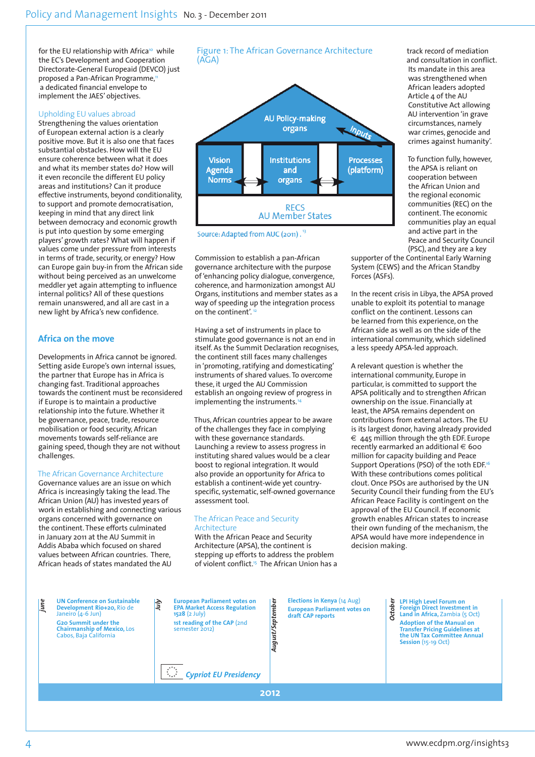for the EU relationship with Africa[10] while the EC's Development and Cooperation Directorate-General Europeaid (DEVCO) just proposed a Pan-African Programme,[11] a dedicated financial envelope to implement the JAES' objectives.

### Upholding EU values abroad

Strengthening the values orientation of European external action is a clearly positive move. But it is also one that faces substantial obstacles. How will the EU ensure coherence between what it does and what its member states do? How will it even reconcile the different EU policy areas and institutions? Can it produce effective instruments, beyond conditionality, to support and promote democratisation, keeping in mind that any direct link between democracy and economic growth is put into question by some emerging players' growth rates? What will happen if values come under pressure from interests in terms of trade, security, or energy? How can Europe gain buy-in from the African side without being perceived as an unwelcome meddler yet again attempting to influence internal politics? All of these questions remain unanswered, and all are cast in a new light by Africa's new confidence.

## Africa on the move

Developments in Africa cannot be ignored. Setting aside Europe's own internal issues, the partner that Europe has in Africa is changing fast. Traditional approaches towards the continent must be reconsidered if Europe is to maintain a productive relationship into the future. Whether it be governance, peace, trade, resource mobilisation or food security, African movements towards self-reliance are gaining speed, though they are not without challenges.

### The African Governance Architecture

Governance values are an issue on which Africa is increasingly taking the lead. The African Union (AU) has invested years of work in establishing and connecting various organs concerned with governance on the continent. These efforts culminated in January 2011 at the AU Summit in Addis Ababa which focused on shared values between African countries. There, African heads of states mandated the AU Commission to establish a pan-African governance architecture with the purpose of 'enhancing policy dialogue, convergence, coherence, and harmonization amongst AU Organs, institutions and member states as a way of speeding up the integration process on the continent'.[12]

Figure 1: The African Governance Architecture (AGA)

AU Policy-making organs — Inputs

Vision Agenda Norms | Institutions and organs | Processes (platform)

RECS
AU Member States

Source: Adapted from AUC (2011).[13]

Having a set of instruments in place to stimulate good governance is not an end in itself. As the Summit Declaration recognises, the continent still faces many challenges in 'promoting, ratifying and domesticating' instruments of shared values. To overcome these, it urged the AU Commission establish an ongoing review of progress in implementing the instruments.[14]

Thus, African countries appear to be aware of the challenges they face in complying with these governance standards. Launching a review to assess progress in instituting shared values would be a clear boost to regional integration. It would also provide an opportunity for Africa to establish a continent-wide yet country-specific, systematic, self-owned governance assessment tool.

### The African Peace and Security Architecture

With the African Peace and Security Architecture (APSA), the continent is stepping up efforts to address the problem of violent conflict.[15] The African Union has a track record of mediation and consultation in conflict. Its mandate in this area was strengthened when African leaders adopted Article 4 of the AU Constitutive Act allowing AU intervention 'in grave circumstances, namely war crimes, genocide and crimes against humanity'.

To function fully, however, the APSA is reliant on cooperation between the African Union and the regional economic communities (REC) on the continent. The economic communities play an equal and active part in the Peace and Security Council (PSC), and they are a key supporter of the Continental Early Warning System (CEWS) and the African Standby Forces (ASFs).

In the recent crisis in Libya, the APSA proved unable to exploit its potential to manage conflict on the continent. Lessons can be learned from this experience, on the African side as well as on the side of the international community, which sidelined a less speedy APSA-led approach.

A relevant question is whether the international community, Europe in particular, is committed to support the APSA politically and to strengthen African ownership on the issue. Financially at least, the APSA remains dependent on contributions from external actors. The EU is its largest donor, having already provided € 445 million through the 9th EDF. Europe recently earmarked an additional € 600 million for capacity building and Peace Support Operations (PSO) of the 10th EDF.[16] With these contributions comes political clout. Once PSOs are authorised by the UN Security Council their funding from the EU's African Peace Facility is contingent on the approval of the EU Council. If economic growth enables African states to increase their own funding of the mechanism, the APSA would have more independence in decision making.

---

**2012**

**June**
- **UN Conference on Sustainable Development Rio+20,** Rio de Janeiro (4-6 Jun)
- **G20 Summit under the Chairmanship of Mexico,** Los Cabos, Baja California

**July**
- **European Parliament votes on EPA Market Access Regulation 1528** (2 July)
- **1st reading of the CAP** (2nd semester 2012)
- *Cypriot EU Presidency*

**August/September**
- **Elections in Kenya** (14 Aug)
- **European Parliament votes on draft CAP reports**

**October**
- **LPI High Level Forum on Foreign Direct Investment in Land in Africa,** Zambia (5 Oct)
- **Adoption of the Manual on Transfer Pricing Guidelines at the UN Tax Committee Annual Session** (15-19 Oct)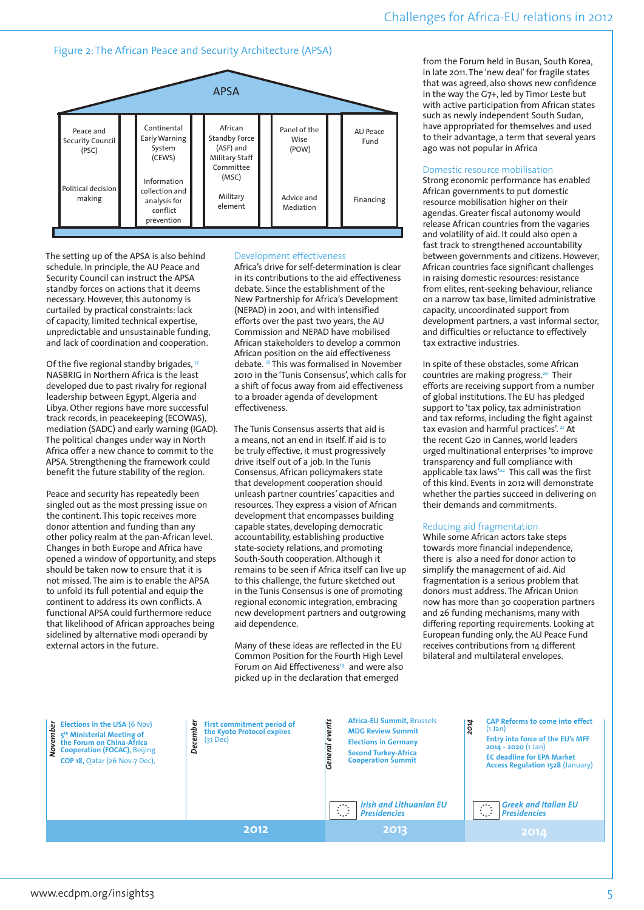Figure 2: The African Peace and Security Architecture (APSA)

| APSA | | | | |
|---|---|---|---|---|
| Peace and Security Council (PSC) | Continental Early Warning System (CEWS) | African Standby Force (ASF) and Military Staff Committee (MSC) | Panel of the Wise (POW) | AU Peace Fund |
| Political decision making | Information collection and analysis for conflict prevention | Military element | Advice and Mediation | Financing |

The setting up of the APSA is also behind schedule. In principle, the AU Peace and Security Council can instruct the APSA standby forces on actions that it deems necessary. However, this autonomy is curtailed by practical constraints: lack of capacity, limited technical expertise, unpredictable and unsustainable funding, and lack of coordination and cooperation.

Of the five regional standby brigades,[17] NASBRIG in Northern Africa is the least developed due to past rivalry for regional leadership between Egypt, Algeria and Libya. Other regions have more successful track records, in peacekeeping (ECOWAS), mediation (SADC) and early warning (IGAD). The political changes under way in North Africa offer a new chance to commit to the APSA. Strengthening the framework could benefit the future stability of the region.

Peace and security has repeatedly been singled out as the most pressing issue on the continent. This topic receives more donor attention and funding than any other policy realm at the pan-African level. Changes in both Europe and Africa have opened a window of opportunity, and steps should be taken now to ensure that it is not missed. The aim is to enable the APSA to unfold its full potential and equip the continent to address its own conflicts. A functional APSA could furthermore reduce that likelihood of African approaches being sidelined by alternative modi operandi by external actors in the future.

## Development effectiveness

Africa's drive for self-determination is clear in its contributions to the aid effectiveness debate. Since the establishment of the New Partnership for Africa's Development (NEPAD) in 2001, and with intensified efforts over the past two years, the AU Commission and NEPAD have mobilised African stakeholders to develop a common African position on the aid effectiveness debate.[18] This was formalised in November 2010 in the 'Tunis Consensus', which calls for a shift of focus away from aid effectiveness to a broader agenda of development effectiveness.

The Tunis Consensus asserts that aid is a means, not an end in itself. If aid is to be truly effective, it must progressively drive itself out of a job. In the Tunis Consensus, African policymakers state that development cooperation should unleash partner countries' capacities and resources. They express a vision of African development that encompasses building capable states, developing democratic accountability, establishing productive state-society relations, and promoting South-South cooperation. Although it remains to be seen if Africa itself can live up to this challenge, the future sketched out in the Tunis Consensus is one of promoting regional economic integration, embracing new development partners and outgrowing aid dependence.

Many of these ideas are reflected in the EU Common Position for the Fourth High Level Forum on Aid Effectiveness[19] and were also picked up in the declaration that emerged from the Forum held in Busan, South Korea, in late 2011. The 'new deal' for fragile states that was agreed, also shows new confidence in the way the G7+, led by Timor Leste but with active participation from African states such as newly independent South Sudan, have appropriated for themselves and used to their advantage, a term that several years ago was not popular in Africa

## Domestic resource mobilisation

Strong economic performance has enabled African governments to put domestic resource mobilisation higher on their agendas. Greater fiscal autonomy would release African countries from the vagaries and volatility of aid. It could also open a fast track to strengthened accountability between governments and citizens. However, African countries face significant challenges in raising domestic resources: resistance from elites, rent-seeking behaviour, reliance on a narrow tax base, limited administrative capacity, uncoordinated support from development partners, a vast informal sector, and difficulties or reluctance to effectively tax extractive industries.

In spite of these obstacles, some African countries are making progress.[20] Their efforts are receiving support from a number of global institutions. The EU has pledged support to 'tax policy, tax administration and tax reforms, including the fight against tax evasion and harmful practices'.[21] At the recent G20 in Cannes, world leaders urged multinational enterprises 'to improve transparency and full compliance with applicable tax laws'.[22] This call was the first of this kind. Events in 2012 will demonstrate whether the parties succeed in delivering on their demands and commitments.

## Reducing aid fragmentation

While some African actors take steps towards more financial independence, there is also a need for donor action to simplify the management of aid. Aid fragmentation is a serious problem that donors must address. The African Union now has more than 30 cooperation partners and 26 funding mechanisms, many with differing reporting requirements. Looking at European funding only, the AU Peace Fund receives contributions from 14 different bilateral and multilateral envelopes.

| 2012 | | 2013 | 2014 |
|---|---|---|---|
| **November** | **December** | **General events** | **2014** |
| **Elections in the USA** (6 Nov)<br>**5th Ministerial Meeting of the Forum on China-Africa Cooperation (FOCAC),** Beijing<br>**COP 18,** Qatar (26 Nov-7 Dec), | **First commitment period of the Kyoto Protocol expires** (31 Dec) | **Africa-EU Summit,** Brussels<br>**MDG Review Summit**<br>**Elections in Germany**<br>**Second Turkey-Africa Cooperation Summit**<br>***Irish and Lithuanian EU Presidencies*** | **CAP Reforms to come into effect** (1 Jan)<br>**Entry into force of the EU's MFF 2014 - 2020** (1 Jan)<br>**EC deadline for EPA Market Access Regulation 1528** (January)<br>***Greek and Italian EU Presidencies*** |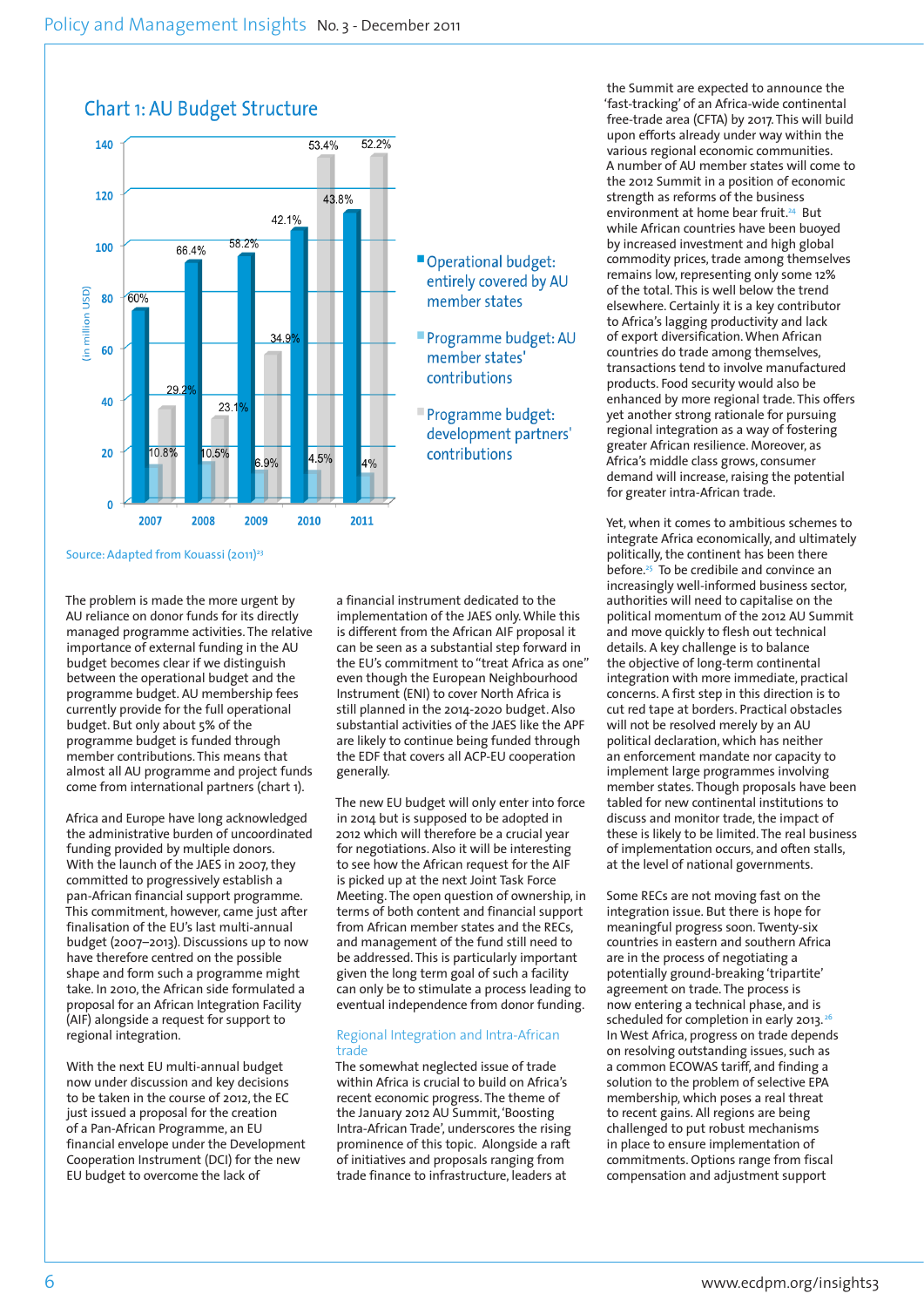## Chart 1: AU Budget Structure

| Year | Operational budget: entirely covered by AU member states | Programme budget: AU member states' contributions | Programme budget: development partners' contributions |
|---|---|---|---|
| 2007 | 60% | 10.8% | 29.2% |
| 2008 | 66.4% | 10.5% | 23.1% |
| 2009 | 58.2% | 6.9% | 34.9% |
| 2010 | 42.1% | 4.5% | 53.4% |
| 2011 | 43.8% | 4% | 52.2% |

(in million USD)

Source: Adapted from Kouassi (2011)[23]

The problem is made the more urgent by AU reliance on donor funds for its directly managed programme activities. The relative importance of external funding in the AU budget becomes clear if we distinguish between the operational budget and the programme budget. AU membership fees currently provide for the full operational budget. But only about 5% of the programme budget is funded through member contributions. This means that almost all AU programme and project funds come from international partners (chart 1).

Africa and Europe have long acknowledged the administrative burden of uncoordinated funding provided by multiple donors. With the launch of the JAES in 2007, they committed to progressively establish a pan-African financial support programme. This commitment, however, came just after finalisation of the EU's last multi-annual budget (2007–2013). Discussions up to now have therefore centred on the possible shape and form such a programme might take. In 2010, the African side formulated a proposal for an African Integration Facility (AIF) alongside a request for support to regional integration.

With the next EU multi-annual budget now under discussion and key decisions to be taken in the course of 2012, the EC just issued a proposal for the creation of a Pan-African Programme, an EU financial envelope under the Development Cooperation Instrument (DCI) for the new EU budget to overcome the lack of a financial instrument dedicated to the implementation of the JAES only. While this is different from the African AIF proposal it can be seen as a substantial step forward in the EU's commitment to "treat Africa as one" even though the European Neighbourhood Instrument (ENI) to cover North Africa is still planned in the 2014-2020 budget. Also substantial activities of the JAES like the APF are likely to continue being funded through the EDF that covers all ACP-EU cooperation generally.

The new EU budget will only enter into force in 2014 but is supposed to be adopted in 2012 which will therefore be a crucial year for negotiations. Also it will be interesting to see how the African request for the AIF is picked up at the next Joint Task Force Meeting. The open question of ownership, in terms of both content and financial support from African member states and the RECs, and management of the fund still need to be addressed. This is particularly important given the long term goal of such a facility can only be to stimulate a process leading to eventual independence from donor funding.

### Regional Integration and Intra-African trade

The somewhat neglected issue of trade within Africa is crucial to build on Africa's recent economic progress. The theme of the January 2012 AU Summit, 'Boosting Intra-African Trade', underscores the rising prominence of this topic. Alongside a raft of initiatives and proposals ranging from trade finance to infrastructure, leaders at the Summit are expected to announce the 'fast-tracking' of an Africa-wide continental free-trade area (CFTA) by 2017. This will build upon efforts already under way within the various regional economic communities. A number of AU member states will come to the 2012 Summit in a position of economic strength as reforms of the business environment at home bear fruit.[24] But while African countries have been buoyed by increased investment and high global commodity prices, trade among themselves remains low, representing only some 12% of the total. This is well below the trend elsewhere. Certainly it is a key contributor to Africa's lagging productivity and lack of export diversification. When African countries do trade among themselves, transactions tend to involve manufactured products. Food security would also be enhanced by more regional trade. This offers yet another strong rationale for pursuing regional integration as a way of fostering greater African resilience. Moreover, as Africa's middle class grows, consumer demand will increase, raising the potential for greater intra-African trade.

Yet, when it comes to ambitious schemes to integrate Africa economically, and ultimately politically, the continent has been there before.[25] To be credible and convince an increasingly well-informed business sector, authorities will need to capitalise on the political momentum of the 2012 AU Summit and move quickly to flesh out technical details. A key challenge is to balance the objective of long-term continental integration with more immediate, practical concerns. A first step in this direction is to cut red tape at borders. Practical obstacles will not be resolved merely by an AU political declaration, which has neither an enforcement mandate nor capacity to implement large programmes involving member states. Though proposals have been tabled for new continental institutions to discuss and monitor trade, the impact of these is likely to be limited. The real business of implementation occurs, and often stalls, at the level of national governments.

Some RECs are not moving fast on the integration issue. But there is hope for meaningful progress soon. Twenty-six countries in eastern and southern Africa are in the process of negotiating a potentially ground-breaking 'tripartite' agreement on trade. The process is now entering a technical phase, and is scheduled for completion in early 2013.[26] In West Africa, progress on trade depends on resolving outstanding issues, such as a common ECOWAS tariff, and finding a solution to the problem of selective EPA membership, which poses a real threat to recent gains. All regions are being challenged to put robust mechanisms in place to ensure implementation of commitments. Options range from fiscal compensation and adjustment support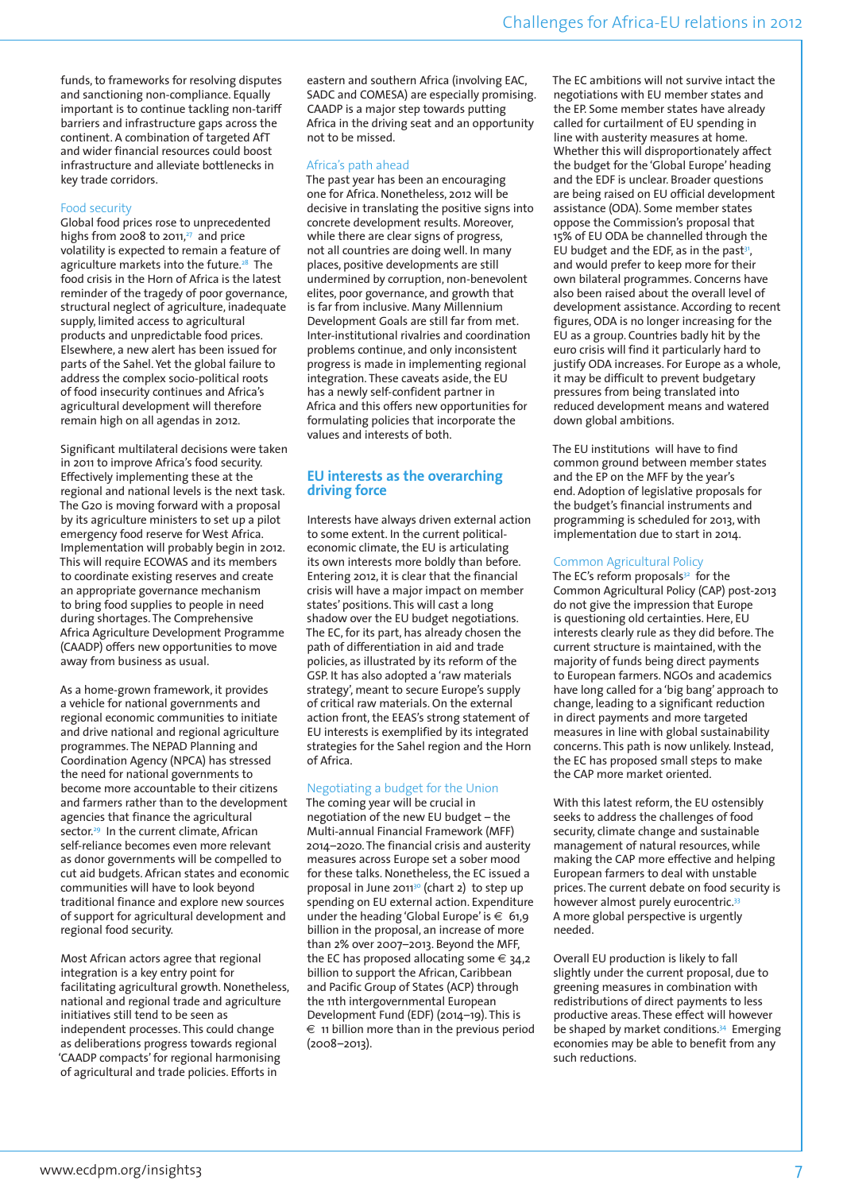funds, to frameworks for resolving disputes and sanctioning non-compliance. Equally important is to continue tackling non-tariff barriers and infrastructure gaps across the continent. A combination of targeted AfT and wider financial resources could boost infrastructure and alleviate bottlenecks in key trade corridors.

### Food security

Global food prices rose to unprecedented highs from 2008 to 2011,[27] and price volatility is expected to remain a feature of agriculture markets into the future.[28] The food crisis in the Horn of Africa is the latest reminder of the tragedy of poor governance, structural neglect of agriculture, inadequate supply, limited access to agricultural products and unpredictable food prices. Elsewhere, a new alert has been issued for parts of the Sahel. Yet the global failure to address the complex socio-political roots of food insecurity continues and Africa's agricultural development will therefore remain high on all agendas in 2012.

Significant multilateral decisions were taken in 2011 to improve Africa's food security. Effectively implementing these at the regional and national levels is the next task. The G20 is moving forward with a proposal by its agriculture ministers to set up a pilot emergency food reserve for West Africa. Implementation will probably begin in 2012. This will require ECOWAS and its members to coordinate existing reserves and create an appropriate governance mechanism to bring food supplies to people in need during shortages. The Comprehensive Africa Agriculture Development Programme (CAADP) offers new opportunities to move away from business as usual.

As a home-grown framework, it provides a vehicle for national governments and regional economic communities to initiate and drive national and regional agriculture programmes. The NEPAD Planning and Coordination Agency (NPCA) has stressed the need for national governments to become more accountable to their citizens and farmers rather than to the development agencies that finance the agricultural sector.[29] In the current climate, African self-reliance becomes even more relevant as donor governments will be compelled to cut aid budgets. African states and economic communities will have to look beyond traditional finance and explore new sources of support for agricultural development and regional food security.

Most African actors agree that regional integration is a key entry point for facilitating agricultural growth. Nonetheless, national and regional trade and agriculture initiatives still tend to be seen as independent processes. This could change as deliberations progress towards regional 'CAADP compacts' for regional harmonising of agricultural and trade policies. Efforts in eastern and southern Africa (involving EAC, SADC and COMESA) are especially promising. CAADP is a major step towards putting Africa in the driving seat and an opportunity not to be missed.

### Africa's path ahead

The past year has been an encouraging one for Africa. Nonetheless, 2012 will be decisive in translating the positive signs into concrete development results. Moreover, while there are clear signs of progress, not all countries are doing well. In many places, positive developments are still undermined by corruption, non-benevolent elites, poor governance, and growth that is far from inclusive. Many Millennium Development Goals are still far from met. Inter-institutional rivalries and coordination problems continue, and only inconsistent progress is made in implementing regional integration. These caveats aside, the EU has a newly self-confident partner in Africa and this offers new opportunities for formulating policies that incorporate the values and interests of both.

## EU interests as the overarching driving force

Interests have always driven external action to some extent. In the current political-economic climate, the EU is articulating its own interests more boldly than before. Entering 2012, it is clear that the financial crisis will have a major impact on member states' positions. This will cast a long shadow over the EU budget negotiations. The EC, for its part, has already chosen the path of differentiation in aid and trade policies, as illustrated by its reform of the GSP. It has also adopted a 'raw materials strategy', meant to secure Europe's supply of critical raw materials. On the external action front, the EEAS's strong statement of EU interests is exemplified by its integrated strategies for the Sahel region and the Horn of Africa.

### Negotiating a budget for the Union

The coming year will be crucial in negotiation of the new EU budget – the Multi-annual Financial Framework (MFF) 2014–2020. The financial crisis and austerity measures across Europe set a sober mood for these talks. Nonetheless, the EC issued a proposal in June 2011[30] (chart 2) to step up spending on EU external action. Expenditure under the heading 'Global Europe' is € 61,9 billion in the proposal, an increase of more than 2% over 2007–2013. Beyond the MFF, the EC has proposed allocating some € 34,2 billion to support the African, Caribbean and Pacific Group of States (ACP) through the 11th intergovernmental European Development Fund (EDF) (2014–19). This is € 11 billion more than in the previous period (2008–2013).

The EC ambitions will not survive intact the negotiations with EU member states and the EP. Some member states have already called for curtailment of EU spending in line with austerity measures at home. Whether this will disproportionately affect the budget for the 'Global Europe' heading and the EDF is unclear. Broader questions are being raised on EU official development assistance (ODA). Some member states oppose the Commission's proposal that 15% of EU ODA be channelled through the EU budget and the EDF, as in the past[31], and would prefer to keep more for their own bilateral programmes. Concerns have also been raised about the overall level of development assistance. According to recent figures, ODA is no longer increasing for the EU as a group. Countries badly hit by the euro crisis will find it particularly hard to justify ODA increases. For Europe as a whole, it may be difficult to prevent budgetary pressures from being translated into reduced development means and watered down global ambitions.

The EU institutions will have to find common ground between member states and the EP on the MFF by the year's end. Adoption of legislative proposals for the budget's financial instruments and programming is scheduled for 2013, with implementation due to start in 2014.

### Common Agricultural Policy

The EC's reform proposals[32] for the Common Agricultural Policy (CAP) post-2013 do not give the impression that Europe is questioning old certainties. Here, EU interests clearly rule as they did before. The current structure is maintained, with the majority of funds being direct payments to European farmers. NGOs and academics have long called for a 'big bang' approach to change, leading to a significant reduction in direct payments and more targeted measures in line with global sustainability concerns. This path is now unlikely. Instead, the EC has proposed small steps to make the CAP more market oriented.

With this latest reform, the EU ostensibly seeks to address the challenges of food security, climate change and sustainable management of natural resources, while making the CAP more effective and helping European farmers to deal with unstable prices. The current debate on food security is however almost purely eurocentric.[33] A more global perspective is urgently needed.

Overall EU production is likely to fall slightly under the current proposal, due to greening measures in combination with redistributions of direct payments to less productive areas. These effect will however be shaped by market conditions.[34] Emerging economies may be able to benefit from any such reductions.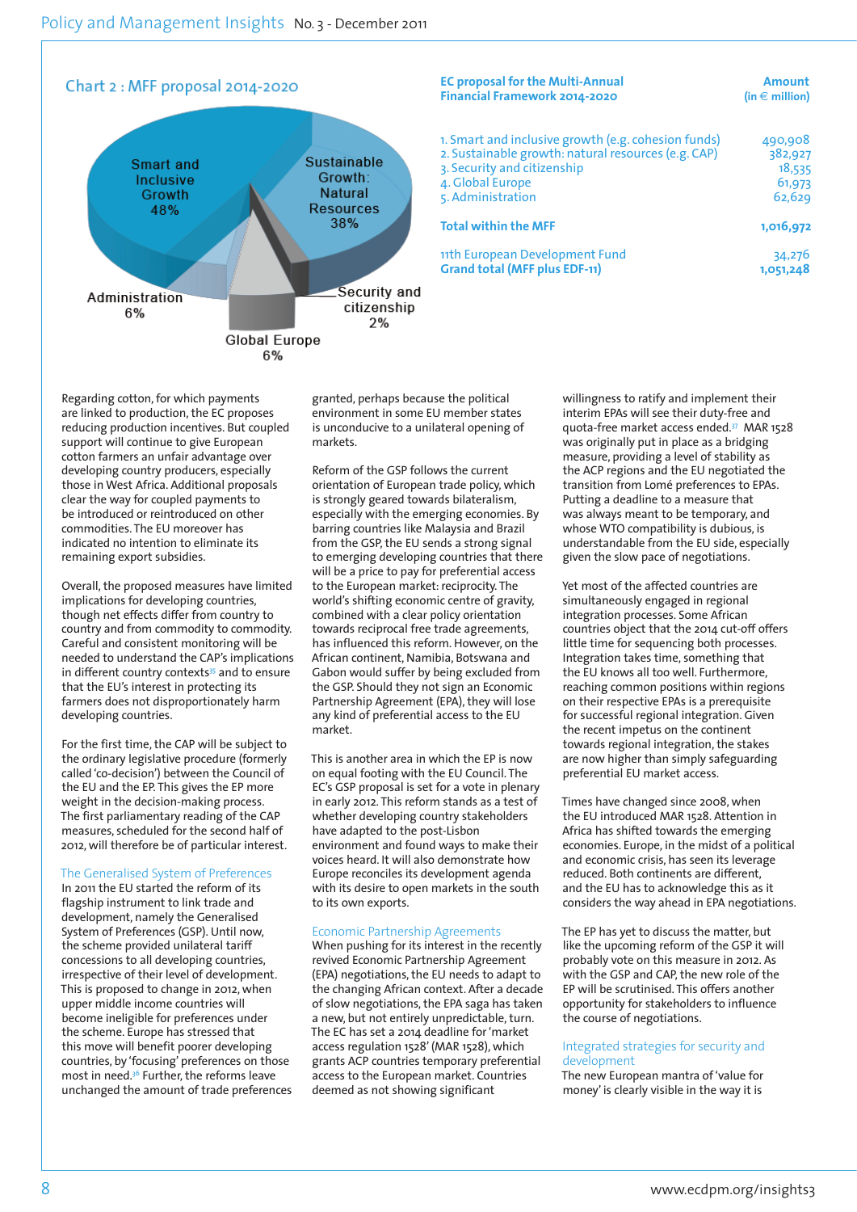## Chart 2 : MFF proposal 2014-2020

Smart and Inclusive Growth 48%

Sustainable Growth: Natural Resources 38%

Security and citizenship 2%

Global Europe 6%

Administration 6%

| EC proposal for the Multi-Annual Financial Framework 2014-2020 | Amount (in € million) |
|---|---|
| 1. Smart and inclusive growth (e.g. cohesion funds) | 490,908 |
| 2. Sustainable growth: natural resources (e.g. CAP) | 382,927 |
| 3. Security and citizenship | 18,535 |
| 4. Global Europe | 61,973 |
| 5. Administration | 62,629 |
| **Total within the MFF** | **1,016,972** |
| 11th European Development Fund | 34,276 |
| **Grand total (MFF plus EDF-11)** | **1,051,248** |

Regarding cotton, for which payments are linked to production, the EC proposes reducing production incentives. But coupled support will continue to give European cotton farmers an unfair advantage over developing country producers, especially those in West Africa. Additional proposals clear the way for coupled payments to be introduced or reintroduced on other commodities. The EU moreover has indicated no intention to eliminate its remaining export subsidies.

Overall, the proposed measures have limited implications for developing countries, though net effects differ from country to country and from commodity to commodity. Careful and consistent monitoring will be needed to understand the CAP's implications in different country contexts[35] and to ensure that the EU's interest in protecting its farmers does not disproportionately harm developing countries.

For the first time, the CAP will be subject to the ordinary legislative procedure (formerly called 'co-decision') between the Council of the EU and the EP. This gives the EP more weight in the decision-making process. The first parliamentary reading of the CAP measures, scheduled for the second half of 2012, will therefore be of particular interest.

### The Generalised System of Preferences

In 2011 the EU started the reform of its flagship instrument to link trade and development, namely the Generalised System of Preferences (GSP). Until now, the scheme provided unilateral tariff concessions to all developing countries, irrespective of their level of development. This is proposed to change in 2012, when upper middle income countries will become ineligible for preferences under the scheme. Europe has stressed that this move will benefit poorer developing countries, by 'focusing' preferences on those most in need.[36] Further, the reforms leave unchanged the amount of trade preferences granted, perhaps because the political environment in some EU member states is unconducive to a unilateral opening of markets.

Reform of the GSP follows the current orientation of European trade policy, which is strongly geared towards bilateralism, especially with the emerging economies. By barring countries like Malaysia and Brazil from the GSP, the EU sends a strong signal to emerging developing countries that there will be a price to pay for preferential access to the European market: reciprocity. The world's shifting economic centre of gravity, combined with a clear policy orientation towards reciprocal free trade agreements, has influenced this reform. However, on the African continent, Namibia, Botswana and Gabon would suffer by being excluded from the GSP. Should they not sign an Economic Partnership Agreement (EPA), they will lose any kind of preferential access to the EU market.

This is another area in which the EP is now on equal footing with the EU Council. The EC's GSP proposal is set for a vote in plenary in early 2012. This reform stands as a test of whether developing country stakeholders have adapted to the post-Lisbon environment and found ways to make their voices heard. It will also demonstrate how Europe reconciles its development agenda with its desire to open markets in the south to its own exports.

### Economic Partnership Agreements

When pushing for its interest in the recently revived Economic Partnership Agreement (EPA) negotiations, the EU needs to adapt to the changing African context. After a decade of slow negotiations, the EPA saga has taken a new, but not entirely unpredictable, turn. The EC has set a 2014 deadline for 'market access regulation 1528' (MAR 1528), which grants ACP countries temporary preferential access to the European market. Countries deemed as not showing significant willingness to ratify and implement their interim EPAs will see their duty-free and quota-free market access ended.[37] MAR 1528 was originally put in place as a bridging measure, providing a level of stability as the ACP regions and the EU negotiated the transition from Lomé preferences to EPAs. Putting a deadline to a measure that was always meant to be temporary, and whose WTO compatibility is dubious, is understandable from the EU side, especially given the slow pace of negotiations.

Yet most of the affected countries are simultaneously engaged in regional integration processes. Some African countries object that the 2014 cut-off offers little time for sequencing both processes. Integration takes time, something that the EU knows all too well. Furthermore, reaching common positions within regions on their respective EPAs is a prerequisite for successful regional integration. Given the recent impetus on the continent towards regional integration, the stakes are now higher than simply safeguarding preferential EU market access.

Times have changed since 2008, when the EU introduced MAR 1528. Attention in Africa has shifted towards the emerging economies. Europe, in the midst of a political and economic crisis, has seen its leverage reduced. Both continents are different, and the EU has to acknowledge this as it considers the way ahead in EPA negotiations.

The EP has yet to discuss the matter, but like the upcoming reform of the GSP it will probably vote on this measure in 2012. As with the GSP and CAP, the new role of the EP will be scrutinised. This offers another opportunity for stakeholders to influence the course of negotiations.

### Integrated strategies for security and development

The new European mantra of 'value for money' is clearly visible in the way it is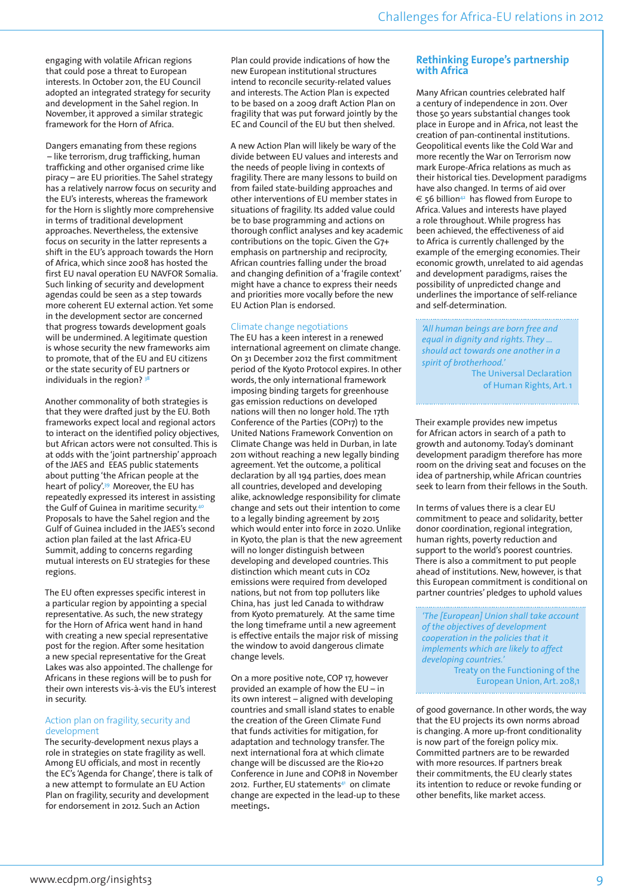engaging with volatile African regions that could pose a threat to European interests. In October 2011, the EU Council adopted an integrated strategy for security and development in the Sahel region. In November, it approved a similar strategic framework for the Horn of Africa.

Dangers emanating from these regions – like terrorism, drug trafficking, human trafficking and other organised crime like piracy – are EU priorities. The Sahel strategy has a relatively narrow focus on security and the EU's interests, whereas the framework for the Horn is slightly more comprehensive in terms of traditional development approaches. Nevertheless, the extensive focus on security in the latter represents a shift in the EU's approach towards the Horn of Africa, which since 2008 has hosted the first EU naval operation EU NAVFOR Somalia. Such linking of security and development agendas could be seen as a step towards more coherent EU external action. Yet some in the development sector are concerned that progress towards development goals will be undermined. A legitimate question is whose security the new frameworks aim to promote, that of the EU and EU citizens or the state security of EU partners or individuals in the region? [38]

Another commonality of both strategies is that they were drafted just by the EU. Both frameworks expect local and regional actors to interact on the identified policy objectives, but African actors were not consulted. This is at odds with the 'joint partnership' approach of the JAES and EEAS public statements about putting 'the African people at the heart of policy'.[39] Moreover, the EU has repeatedly expressed its interest in assisting the Gulf of Guinea in maritime security.[40] Proposals to have the Sahel region and the Gulf of Guinea included in the JAES's second action plan failed at the last Africa-EU Summit, adding to concerns regarding mutual interests on EU strategies for these regions.

The EU often expresses specific interest in a particular region by appointing a special representative. As such, the new strategy for the Horn of Africa went hand in hand with creating a new special representative post for the region. After some hesitation a new special representative for the Great Lakes was also appointed. The challenge for Africans in these regions will be to push for their own interests vis-à-vis the EU's interest in security.

### Action plan on fragility, security and development

The security-development nexus plays a role in strategies on state fragility as well. Among EU officials, and most in recently the EC's 'Agenda for Change', there is talk of a new attempt to formulate an EU Action Plan on fragility, security and development for endorsement in 2012. Such an Action Plan could provide indications of how the new European institutional structures intend to reconcile security-related values and interests. The Action Plan is expected to be based on a 2009 draft Action Plan on fragility that was put forward jointly by the EC and Council of the EU but then shelved.

A new Action Plan will likely be wary of the divide between EU values and interests and the needs of people living in contexts of fragility. There are many lessons to build on from failed state-building approaches and other interventions of EU member states in situations of fragility. Its added value could be to base programming and actions on thorough conflict analyses and key academic contributions on the topic. Given the G7+ emphasis on partnership and reciprocity, African countries falling under the broad and changing definition of a 'fragile context' might have a chance to express their needs and priorities more vocally before the new EU Action Plan is endorsed.

### Climate change negotiations

The EU has a keen interest in a renewed international agreement on climate change. On 31 December 2012 the first commitment period of the Kyoto Protocol expires. In other words, the only international framework imposing binding targets for greenhouse gas emission reductions on developed nations will then no longer hold. The 17th Conference of the Parties (COP17) to the United Nations Framework Convention on Climate Change was held in Durban, in late 2011 without reaching a new legally binding agreement. Yet the outcome, a political declaration by all 194 parties, does mean all countries, developed and developing alike, acknowledge responsibility for climate change and sets out their intention to come to a legally binding agreement by 2015 which would enter into force in 2020. Unlike in Kyoto, the plan is that the new agreement will no longer distinguish between developing and developed countries. This distinction which meant cuts in $CO_2$ emissions were required from developed nations, but not from top polluters like China, has just led Canada to withdraw from Kyoto prematurely. At the same time the long timeframe until a new agreement is effective entails the major risk of missing the window to avoid dangerous climate change levels.

On a more positive note, COP 17, however provided an example of how the EU – in its own interest – aligned with developing countries and small island states to enable the creation of the Green Climate Fund that funds activities for mitigation, for adaptation and technology transfer. The next international fora at which climate change will be discussed are the Rio+20 Conference in June and COP18 in November 2012. Further, EU statements[41] on climate change are expected in the lead-up to these meetings.

## Rethinking Europe's partnership with Africa

Many African countries celebrated half a century of independence in 2011. Over those 50 years substantial changes took place in Europe and in Africa, not least the creation of pan-continental institutions. Geopolitical events like the Cold War and more recently the War on Terrorism now mark Europe-Africa relations as much as their historical ties. Development paradigms have also changed. In terms of aid over € 56 billion[42] has flowed from Europe to Africa. Values and interests have played a role throughout. While progress has been achieved, the effectiveness of aid to Africa is currently challenged by the example of the emerging economies. Their economic growth, unrelated to aid agendas and development paradigms, raises the possibility of unpredicted change and underlines the importance of self-reliance and self-determination.

> *'All human beings are born free and equal in dignity and rights. They ... should act towards one another in a spirit of brotherhood.'*
> The Universal Declaration of Human Rights, Art. 1

Their example provides new impetus for African actors in search of a path to growth and autonomy. Today's dominant development paradigm therefore has more room on the driving seat and focuses on the idea of partnership, while African countries seek to learn from their fellows in the South.

In terms of values there is a clear EU commitment to peace and solidarity, better donor coordination, regional integration, human rights, poverty reduction and support to the world's poorest countries. There is also a commitment to put people ahead of institutions. New, however, is that this European commitment is conditional on partner countries' pledges to uphold values of good governance. In other words, the way that the EU projects its own norms abroad is changing. A more up-front conditionality is now part of the foreign policy mix. Committed partners are to be rewarded with more resources. If partners break their commitments, the EU clearly states its intention to reduce or revoke funding or other benefits, like market access.

> *'The [European] Union shall take account of the objectives of development cooperation in the policies that it implements which are likely to affect developing countries.'*
> Treaty on the Functioning of the European Union, Art. 208,1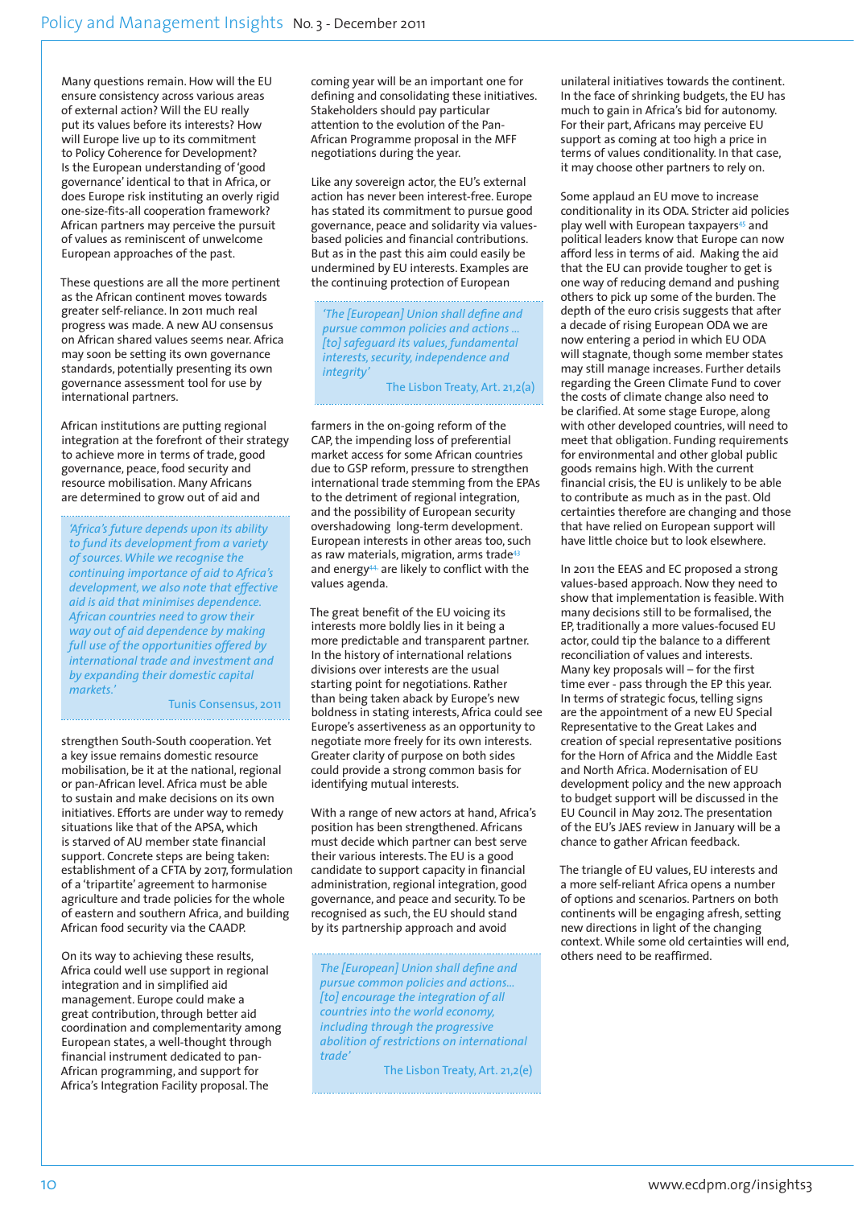Many questions remain. How will the EU ensure consistency across various areas of external action? Will the EU really put its values before its interests? How will Europe live up to its commitment to Policy Coherence for Development? Is the European understanding of 'good governance' identical to that in Africa, or does Europe risk instituting an overly rigid one-size-fits-all cooperation framework? African partners may perceive the pursuit of values as reminiscent of unwelcome European approaches of the past.

These questions are all the more pertinent as the African continent moves towards greater self-reliance. In 2011 much real progress was made. A new AU consensus on African shared values seems near. Africa may soon be setting its own governance standards, potentially presenting its own governance assessment tool for use by international partners.

African institutions are putting regional integration at the forefront of their strategy to achieve more in terms of trade, good governance, peace, food security and resource mobilisation. Many Africans are determined to grow out of aid and strengthen South-South cooperation. Yet a key issue remains domestic resource mobilisation, be it at the national, regional or pan-African level. Africa must be able to sustain and make decisions on its own initiatives. Efforts are under way to remedy situations like that of the APSA, which is starved of AU member state financial support. Concrete steps are being taken: establishment of a CFTA by 2017, formulation of a 'tripartite' agreement to harmonise agriculture and trade policies for the whole of eastern and southern Africa, and building African food security via the CAADP.

> *'Africa's future depends upon its ability to fund its development from a variety of sources. While we recognise the continuing importance of aid to Africa's development, we also note that effective aid is aid that minimises dependence. African countries need to grow their way out of aid dependence by making full use of the opportunities offered by international trade and investment and by expanding their domestic capital markets.'*
>
> Tunis Consensus, 2011

On its way to achieving these results, Africa could well use support in regional integration and in simplified aid management. Europe could make a great contribution, through better aid coordination and complementarity among European states, a well-thought through financial instrument dedicated to pan-African programming, and support for Africa's Integration Facility proposal. The coming year will be an important one for defining and consolidating these initiatives. Stakeholders should pay particular attention to the evolution of the Pan-African Programme proposal in the MFF negotiations during the year.

Like any sovereign actor, the EU's external action has never been interest-free. Europe has stated its commitment to pursue good governance, peace and solidarity via values-based policies and financial contributions. But as in the past this aim could easily be undermined by EU interests. Examples are the continuing protection of European farmers in the on-going reform of the CAP, the impending loss of preferential market access for some African countries due to GSP reform, pressure to strengthen international trade stemming from the EPAs to the detriment of regional integration, and the possibility of European security overshadowing long-term development. European interests in other areas too, such as raw materials, migration, arms trade[43] and energy[44] are likely to conflict with the values agenda.

> *'The [European] Union shall define and pursue common policies and actions ... [to] safeguard its values, fundamental interests, security, independence and integrity'*
>
> The Lisbon Treaty, Art. 21,2(a)

The great benefit of the EU voicing its interests more boldly lies in it being a more predictable and transparent partner. In the history of international relations divisions over interests are the usual starting point for negotiations. Rather than being taken aback by Europe's new boldness in stating interests, Africa could see Europe's assertiveness as an opportunity to negotiate more freely for its own interests. Greater clarity of purpose on both sides could provide a strong common basis for identifying mutual interests.

With a range of new actors at hand, Africa's position has been strengthened. Africans must decide which partner can best serve their various interests. The EU is a good candidate to support capacity in financial administration, regional integration, good governance, and peace and security. To be recognised as such, the EU should stand by its partnership approach and avoid unilateral initiatives towards the continent. In the face of shrinking budgets, the EU has much to gain in Africa's bid for autonomy. For their part, Africans may perceive EU support as coming at too high a price in terms of values conditionality. In that case, it may choose other partners to rely on.

> *The [European] Union shall define and pursue common policies and actions... [to] encourage the integration of all countries into the world economy, including through the progressive abolition of restrictions on international trade'*
>
> The Lisbon Treaty, Art. 21,2(e)

Some applaud an EU move to increase conditionality in its ODA. Stricter aid policies play well with European taxpayers[45] and political leaders know that Europe can now afford less in terms of aid. Making the aid that the EU can provide tougher to get is one way of reducing demand and pushing others to pick up some of the burden. The depth of the euro crisis suggests that after a decade of rising European ODA we are now entering a period in which EU ODA will stagnate, though some member states may still manage increases. Further details regarding the Green Climate Fund to cover the costs of climate change also need to be clarified. At some stage Europe, along with other developed countries, will need to meet that obligation. Funding requirements for environmental and other global public goods remains high. With the current financial crisis, the EU is unlikely to be able to contribute as much as in the past. Old certainties therefore are changing and those that have relied on European support will have little choice but to look elsewhere.

In 2011 the EEAS and EC proposed a strong values-based approach. Now they need to show that implementation is feasible. With many decisions still to be formalised, the EP, traditionally a more values-focused EU actor, could tip the balance to a different reconciliation of values and interests. Many key proposals will – for the first time ever - pass through the EP this year. In terms of strategic focus, telling signs are the appointment of a new EU Special Representative to the Great Lakes and creation of special representative positions for the Horn of Africa and the Middle East and North Africa. Modernisation of EU development policy and the new approach to budget support will be discussed in the EU Council in May 2012. The presentation of the EU's JAES review in January will be a chance to gather African feedback.

The triangle of EU values, EU interests and a more self-reliant Africa opens a number of options and scenarios. Partners on both continents will be engaging afresh, setting new directions in light of the changing context. While some old certainties will end, others need to be reaffirmed.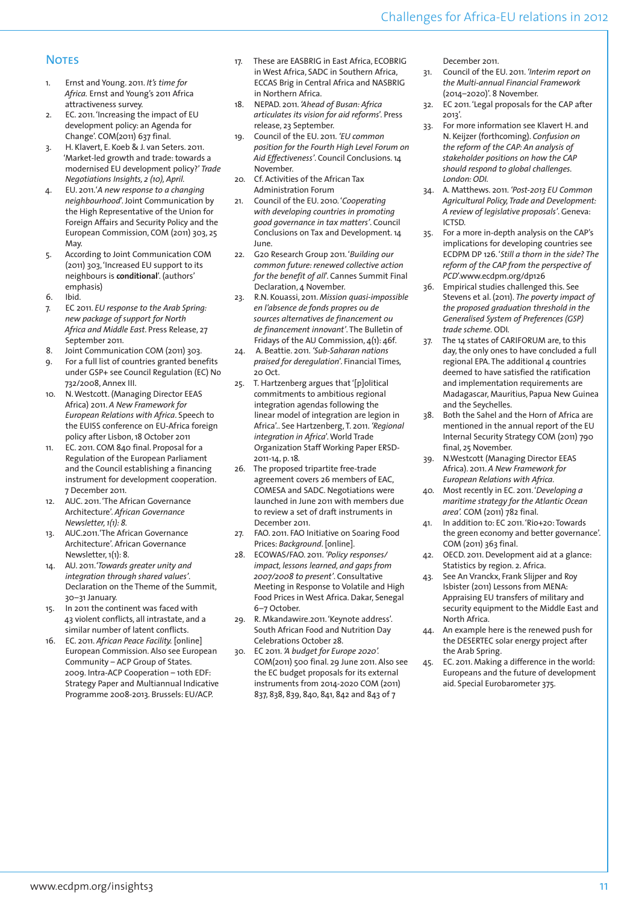## Notes

1. Ernst and Young. 2011. *It's time for Africa.* Ernst and Young's 2011 Africa attractiveness survey.
2. EC. 2011. 'Increasing the impact of EU development policy: an Agenda for Change'. COM(2011) 637 final.
3. H. Klavert, E. Koeb & J. van Seters. 2011. 'Market-led growth and trade: towards a modernised EU development policy?' *Trade Negotiations Insights, 2 (10), April.*
4. EU. 2011.'*A new response to a changing neighbourhood*'. Joint Communication by the High Representative of the Union for Foreign Affairs and Security Policy and the European Commission, COM (2011) 303, 25 May.
5. According to Joint Communication COM (2011) 303, 'Increased EU support to its neighbours is **conditional**'. (authors' emphasis)
6. Ibid.
7. EC 2011. *EU response to the Arab Spring: new package of support for North Africa and Middle East*. Press Release, 27 September 2011.
8. Joint Communication COM (2011) 303.
9. For a full list of countries granted benefits under GSP+ see Council Regulation (EC) No 732/2008, Annex III.
10. N. Westcott. (Managing Director EEAS Africa) 2011. *A New Framework for European Relations with Africa*. Speech to the EUISS conference on EU-Africa foreign policy after Lisbon, 18 October 2011
11. EC. 2011. COM 840 final. Proposal for a Regulation of the European Parliament and the Council establishing a financing instrument for development cooperation. 7 December 2011.
12. AUC. 2011. 'The African Governance Architecture'. *African Governance Newsletter, 1(1): 8.*
13. AUC.2011.'The African Governance Architecture'. African Governance Newsletter, 1(1): 8.
14. AU. 2011.'*Towards greater unity and integration through shared values*'. Declaration on the Theme of the Summit, 30–31 January.
15. In 2011 the continent was faced with 43 violent conflicts, all intrastate, and a similar number of latent conflicts.
16. EC. 2011. *African Peace Facility.* [online] European Commission. Also see European Community – ACP Group of States. 2009. Intra-ACP Cooperation – 10th EDF: Strategy Paper and Multiannual Indicative Programme 2008-2013. Brussels: EU/ACP.
17. These are EASBRIG in East Africa, ECOBRIG in West Africa, SADC in Southern Africa, ECCAS Brig in Central Africa and NASBRIG in Northern Africa.
18. NEPAD. 2011. *'Ahead of Busan: Africa articulates its vision for aid reforms*'. Press release, 23 September.
19. Council of the EU. 2011. *'EU common position for the Fourth High Level Forum on Aid Effectiveness'*. Council Conclusions. 14 November.
20. Cf. Activities of the African Tax Administration Forum
21. Council of the EU. 2010. '*Cooperating with developing countries in promoting good governance in tax matters'*. Council Conclusions on Tax and Development. 14 June.
22. G20 Research Group 2011. '*Building our common future: renewed collective action for the benefit of all*'. Cannes Summit Final Declaration, 4 November.
23. R.N. Kouassi, 2011. *Mission quasi-impossible en l'absence de fonds propres ou de sources alternatives de financement ou de financement innovant'*. The Bulletin of Fridays of the AU Commission, 4(1): 46f.
24. A. Beattie. 2011. *'Sub-Saharan nations praised for deregulation'*. Financial Times, 20 Oct.
25. T. Hartzenberg argues that '[p]olitical commitments to ambitious regional integration agendas following the linear model of integration are legion in Africa'.. See Hartzenberg, T. 2011. *'Regional integration in Africa'*. World Trade Organization Staff Working Paper ERSD-2011-14, p. 18.
26. The proposed tripartite free-trade agreement covers 26 members of EAC, COMESA and SADC. Negotiations were launched in June 2011 with members due to review a set of draft instruments in December 2011.
27. FAO. 2011. FAO Initiative on Soaring Food Prices: *Background*. [online].
28. ECOWAS/FAO. 2011. *'Policy responses/ impact, lessons learned, and gaps from 2007/2008 to present'*. Consultative Meeting in Response to Volatile and High Food Prices in West Africa. Dakar, Senegal 6–7 October.
29. R. Mkandawire.2011. 'Keynote address'. South African Food and Nutrition Day Celebrations October 28.
30. EC 2011. *'A budget for Europe 2020'*. COM(2011) 500 final. 29 June 2011. Also see the EC budget proposals for its external instruments from 2014-2020 COM (2011) 837, 838, 839, 840, 841, 842 and 843 of 7 December 2011.
31. Council of the EU. 2011. *'Interim report on the Multi-annual Financial Framework* (2014–2020)'. 8 November.
32. EC 2011. 'Legal proposals for the CAP after 2013'.
33. For more information see Klavert H. and N. Keijzer (forthcoming). *Confusion on the reform of the CAP: An analysis of stakeholder positions on how the CAP should respond to global challenges. London: ODI.*
34. A. Matthews. 2011. *'Post-2013 EU Common Agricultural Policy, Trade and Development: A review of legislative proposals'*. Geneva: ICTSD.
35. For a more in-depth analysis on the CAP's implications for developing countries see ECDPM DP 126. '*Still a thorn in the side? The reform of the CAP from the perspective of PCD*'.www.ecdpm.org/dp126
36. Empirical studies challenged this. See Stevens et al. (2011). *The poverty impact of the proposed graduation threshold in the Generalised System of Preferences (GSP) trade scheme.* ODI.
37. The 14 states of CARIFORUM are, to this day, the only ones to have concluded a full regional EPA. The additional 4 countries deemed to have satisfied the ratification and implementation requirements are Madagascar, Mauritius, Papua New Guinea and the Seychelles.
38. Both the Sahel and the Horn of Africa are mentioned in the annual report of the EU Internal Security Strategy COM (2011) 790 final, 25 November.
39. N.Westcott (Managing Director EEAS Africa). 2011. *A New Framework for European Relations with Africa.*
40. Most recently in EC. 2011. '*Developing a maritime strategy for the Atlantic Ocean area'.* COM (2011) 782 final.
41. In addition to: EC 2011. 'Rio+20: Towards the green economy and better governance'. COM (2011) 363 final.
42. OECD. 2011. Development aid at a glance: Statistics by region. 2. Africa.
43. See An Vranckx, Frank Slijper and Roy Isbister (2011) Lessons from MENA: Appraising EU transfers of military and security equipment to the Middle East and North Africa.
44. An example here is the renewed push for the DESERTEC solar energy project after the Arab Spring.
45. EC. 2011. Making a difference in the world: Europeans and the future of development aid. Special Eurobarometer 375.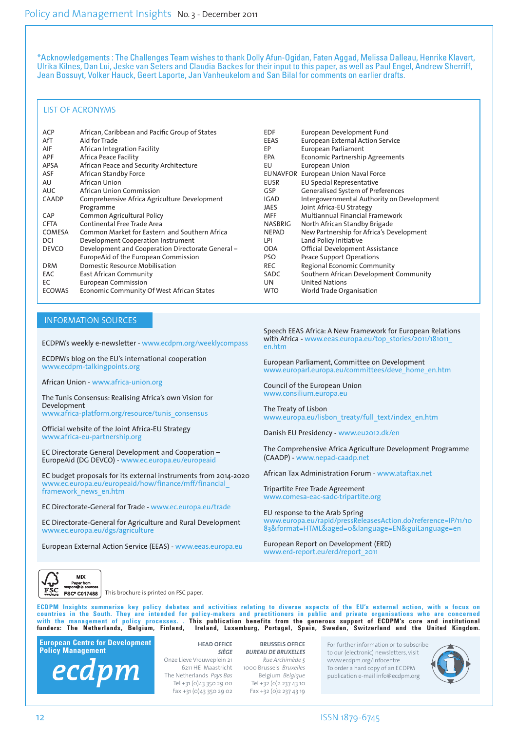*Acknowledgements : The Challenges Team wishes to thank Dolly Afun-Ogidan, Faten Aggad, Melissa Dalleau, Henrike Klavert, Ulrika Kilnes, Dan Lui, Jeske van Seters and Claudia Backes for their input to this paper, as well as Paul Engel, Andrew Sherriff, Jean Bossuyt, Volker Hauck, Geert Laporte, Jan Vanheukelom and San Bilal for comments on earlier drafts.

## LIST OF ACRONYMS

| | |
|---|---|
| ACP | African, Caribbean and Pacific Group of States |
| AfT | Aid for Trade |
| AIF | African Integration Facility |
| APF | Africa Peace Facility |
| APSA | African Peace and Security Architecture |
| ASF | African Standby Force |
| AU | African Union |
| AUC | African Union Commission |
| CAADP | Comprehensive Africa Agriculture Development Programme |
| CAP | Common Agricultural Policy |
| CFTA | Continental Free Trade Area |
| COMESA | Common Market for Eastern and Southern Africa |
| DCI | Development Cooperation Instrument |
| DEVCO | Development and Cooperation Directorate General – EuropeAid of the European Commission |
| DRM | Domestic Resource Mobilisation |
| EAC | East African Community |
| EC | European Commission |
| ECOWAS | Economic Community Of West African States |
| EDF | European Development Fund |
| EEAS | European External Action Service |
| EP | European Parliament |
| EPA | Economic Partnership Agreements |
| EU | European Union |
| EUNAVFOR | European Union Naval Force |
| EUSR | EU Special Representative |
| GSP | Generalised System of Preferences |
| IGAD | Intergovernmental Authority on Development |
| JAES | Joint Africa-EU Strategy |
| MFF | Multiannual Financial Framework |
| NASBRIG | North African Standby Brigade |
| NEPAD | New Partnership for Africa's Development |
| LPI | Land Policy Initiative |
| ODA | Official Development Assistance |
| PSO | Peace Support Operations |
| REC | Regional Economic Community |
| SADC | Southern African Development Community |
| UN | United Nations |
| WTO | World Trade Organisation |

## INFORMATION SOURCES

ECDPM's weekly e-newsletter - www.ecdpm.org/weeklycompass

ECDPM's blog on the EU's international cooperation
www.ecdpm-talkingpoints.org

African Union - www.africa-union.org

The Tunis Consensus: Realising Africa's own Vision for Development
www.africa-platform.org/resource/tunis_consensus

Official website of the Joint Africa-EU Strategy
www.africa-eu-partnership.org

EC Directorate General Development and Cooperation – EuropeAid (DG DEVCO) - www.ec.europa.eu/europeaid

EC budget proposals for its external instruments from 2014-2020
www.ec.europa.eu/europeaid/how/finance/mff/financial_framework_news_en.htm

EC Directorate-General for Trade - www.ec.europa.eu/trade

EC Directorate-General for Agriculture and Rural Development
www.ec.europa.eu/dgs/agriculture

European External Action Service (EEAS) - www.eeas.europa.eu

Speech EEAS Africa: A New Framework for European Relations with Africa - www.eeas.europa.eu/top_stories/2011/181011_en.htm

European Parliament, Committee on Development
www.europarl.europa.eu/committees/deve_home_en.htm

Council of the European Union
www.consilium.europa.eu

The Treaty of Lisbon
www.europa.eu/lisbon_treaty/full_text/index_en.htm

Danish EU Presidency - www.eu2012.dk/en

The Comprehensive Africa Agriculture Development Programme (CAADP) - www.nepad-caadp.net

African Tax Administration Forum - www.ataftax.net

Tripartite Free Trade Agreement
www.comesa-eac-sadc-tripartite.org

EU response to the Arab Spring
www.europa.eu/rapid/pressReleasesAction.do?reference=IP/11/1083&format=HTML&aged=0&language=EN&guiLanguage=en

European Report on Development (ERD)
www.erd-report.eu/erd/report_2011

MIX Paper from responsible sources FSC® C017488

This brochure is printed on FSC paper.

**ECDPM Insights summarise key policy debates and activities relating to diverse aspects of the EU's external action, with a focus on countries in the South. They are intended for policy-makers and practitioners in public and private organisations who are concerned with the management of policy processes. . This publication benefits from the generous support of ECDPM's core and institutional funders: The Netherlands, Belgium, Finland, Ireland, Luxemburg, Portugal, Spain, Sweden, Switzerland and the United Kingdom.**

**European Centre for Development Policy Management**

ecdpm

**HEAD OFFICE**
***SIÈGE***
Onze Lieve Vrouweplein 21
6211 HE Maastricht
The Netherlands *Pays Bas*
Tel +31 (0)43 350 29 00
Fax +31 (0)43 350 29 02

**BRUSSELS OFFICE**
***BUREAU DE BRUXELLES***
*Rue Archimède 5*
1000 Brussels *Bruxelles*
Belgium *Belgique*
Tel +32 (0)2 237 43 10
Fax +32 (0)2 237 43 19

For further information or to subscribe to our (electronic) newsletters, visit www.ecdpm.org/infocentre
To order a hard copy of an ECDPM publication e-mail info@ecdpm.org

ISSN 1879-6745